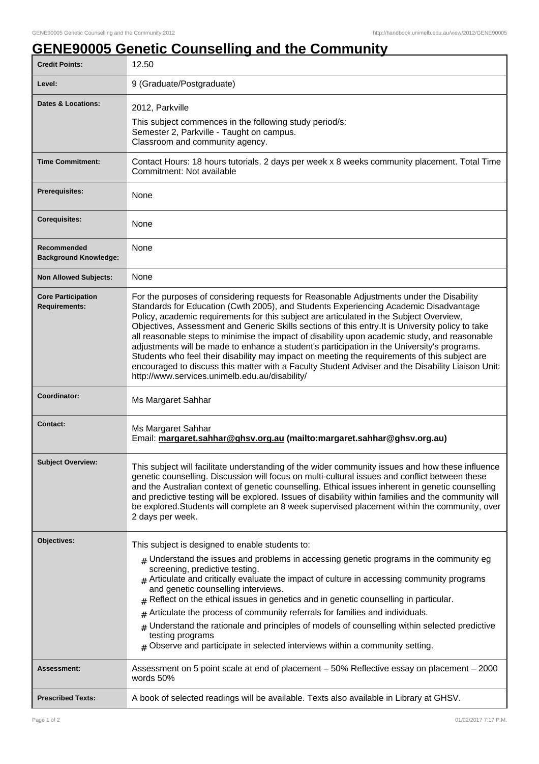# GENE90005 Genetic Counselling and the Community

| Credit Points: | 12.50 |
|---|---|
| Level: | 9 (Graduate/Postgraduate) |
| Dates & Locations: | 2012, Parkville<br>This subject commences in the following study period/s:<br>Semester 2, Parkville - Taught on campus.<br>Classroom and community agency. |
| Time Commitment: | Contact Hours: 18 hours tutorials. 2 days per week x 8 weeks community placement. Total Time Commitment: Not available |
| Prerequisites: | None |
| Corequisites: | None |
| Recommended Background Knowledge: | None |
| Non Allowed Subjects: | None |
| Core Participation Requirements: | For the purposes of considering requests for Reasonable Adjustments under the Disability Standards for Education (Cwth 2005), and Students Experiencing Academic Disadvantage Policy, academic requirements for this subject are articulated in the Subject Overview, Objectives, Assessment and Generic Skills sections of this entry.It is University policy to take all reasonable steps to minimise the impact of disability upon academic study, and reasonable adjustments will be made to enhance a student's participation in the University's programs. Students who feel their disability may impact on meeting the requirements of this subject are encouraged to discuss this matter with a Faculty Student Adviser and the Disability Liaison Unit: http://www.services.unimelb.edu.au/disability/ |
| Coordinator: | Ms Margaret Sahhar |
| Contact: | Ms Margaret Sahhar<br>Email: **margaret.sahhar@ghsv.org.au (mailto:margaret.sahhar@ghsv.org.au)** |
| Subject Overview: | This subject will facilitate understanding of the wider community issues and how these influence genetic counselling. Discussion will focus on multi-cultural issues and conflict between these and the Australian context of genetic counselling. Ethical issues inherent in genetic counselling and predictive testing will be explored. Issues of disability within families and the community will be explored.Students will complete an 8 week supervised placement within the community, over 2 days per week. |
| Objectives: | This subject is designed to enable students to:<br># Understand the issues and problems in accessing genetic programs in the community eg screening, predictive testing.<br># Articulate and critically evaluate the impact of culture in accessing community programs and genetic counselling interviews.<br># Reflect on the ethical issues in genetics and in genetic counselling in particular.<br># Articulate the process of community referrals for families and individuals.<br># Understand the rationale and principles of models of counselling within selected predictive testing programs<br># Observe and participate in selected interviews within a community setting. |
| Assessment: | Assessment on 5 point scale at end of placement – 50% Reflective essay on placement – 2000 words 50% |
| Prescribed Texts: | A book of selected readings will be available. Texts also available in Library at GHSV. |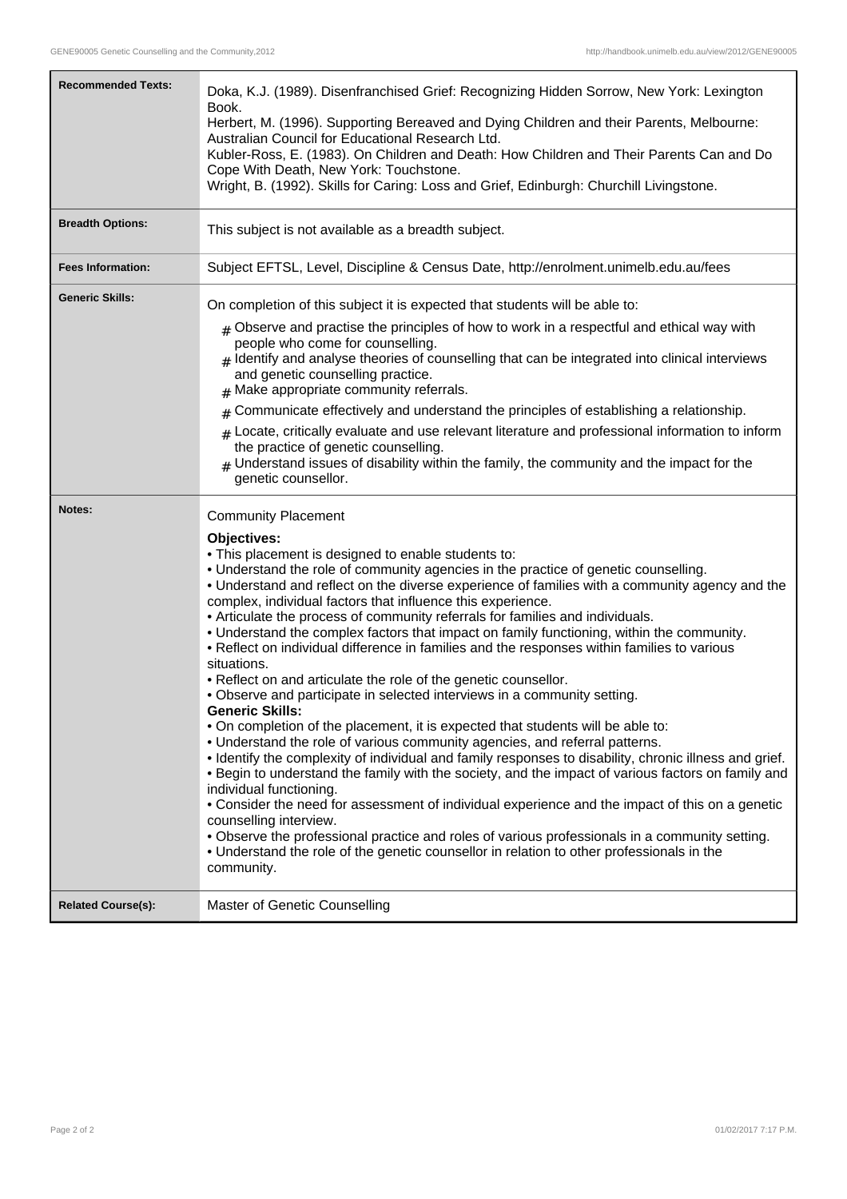| | |
|---|---|
| **Recommended Texts:** | Doka, K.J. (1989). Disenfranchised Grief: Recognizing Hidden Sorrow, New York: Lexington Book.<br>Herbert, M. (1996). Supporting Bereaved and Dying Children and their Parents, Melbourne: Australian Council for Educational Research Ltd.<br>Kubler-Ross, E. (1983). On Children and Death: How Children and Their Parents Can and Do Cope With Death, New York: Touchstone.<br>Wright, B. (1992). Skills for Caring: Loss and Grief, Edinburgh: Churchill Livingstone. |
| **Breadth Options:** | This subject is not available as a breadth subject. |
| **Fees Information:** | Subject EFTSL, Level, Discipline & Census Date, http://enrolment.unimelb.edu.au/fees |
| **Generic Skills:** | On completion of this subject it is expected that students will be able to:<br># Observe and practise the principles of how to work in a respectful and ethical way with people who come for counselling.<br># Identify and analyse theories of counselling that can be integrated into clinical interviews and genetic counselling practice.<br># Make appropriate community referrals.<br># Communicate effectively and understand the principles of establishing a relationship.<br># Locate, critically evaluate and use relevant literature and professional information to inform the practice of genetic counselling.<br># Understand issues of disability within the family, the community and the impact for the genetic counsellor. |
| **Notes:** | Community Placement<br>**Objectives:**<br>• This placement is designed to enable students to:<br>• Understand the role of community agencies in the practice of genetic counselling.<br>• Understand and reflect on the diverse experience of families with a community agency and the complex, individual factors that influence this experience.<br>• Articulate the process of community referrals for families and individuals.<br>• Understand the complex factors that impact on family functioning, within the community.<br>• Reflect on individual difference in families and the responses within families to various situations.<br>• Reflect on and articulate the role of the genetic counsellor.<br>• Observe and participate in selected interviews in a community setting.<br>**Generic Skills:**<br>• On completion of the placement, it is expected that students will be able to:<br>• Understand the role of various community agencies, and referral patterns.<br>• Identify the complexity of individual and family responses to disability, chronic illness and grief.<br>• Begin to understand the family with the society, and the impact of various factors on family and individual functioning.<br>• Consider the need for assessment of individual experience and the impact of this on a genetic counselling interview.<br>• Observe the professional practice and roles of various professionals in a community setting.<br>• Understand the role of the genetic counsellor in relation to other professionals in the community. |
| **Related Course(s):** | Master of Genetic Counselling |